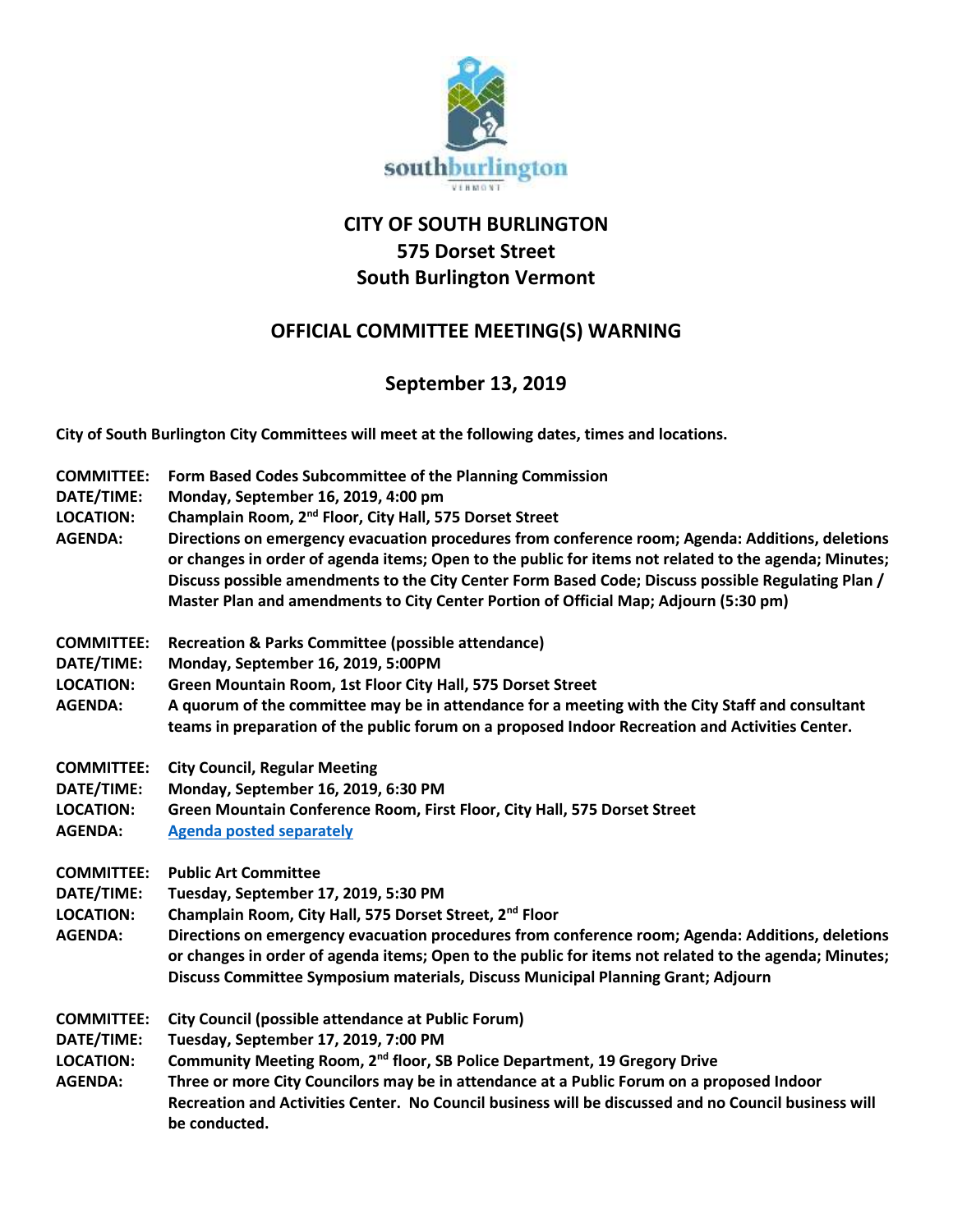# CITY OF SOUTH BURLINGTON
## 575 Dorset Street
## South Burlington Vermont

## OFFICIAL COMMITTEE MEETING(S) WARNING

## September 13, 2019

**City of South Burlington City Committees will meet at the following dates, times and locations.**

**COMMITTEE:** Form Based Codes Subcommittee of the Planning Commission
**DATE/TIME:** Monday, September 16, 2019, 4:00 pm
**LOCATION:** Champlain Room, 2nd Floor, City Hall, 575 Dorset Street
**AGENDA:** Directions on emergency evacuation procedures from conference room; Agenda: Additions, deletions or changes in order of agenda items; Open to the public for items not related to the agenda; Minutes; Discuss possible amendments to the City Center Form Based Code; Discuss possible Regulating Plan / Master Plan and amendments to City Center Portion of Official Map; Adjourn (5:30 pm)

**COMMITTEE:** Recreation & Parks Committee (possible attendance)
**DATE/TIME:** Monday, September 16, 2019, 5:00PM
**LOCATION:** Green Mountain Room, 1st Floor City Hall, 575 Dorset Street
**AGENDA:** A quorum of the committee may be in attendance for a meeting with the City Staff and consultant teams in preparation of the public forum on a proposed Indoor Recreation and Activities Center.

**COMMITTEE:** City Council, Regular Meeting
**DATE/TIME:** Monday, September 16, 2019, 6:30 PM
**LOCATION:** Green Mountain Conference Room, First Floor, City Hall, 575 Dorset Street
**AGENDA:** Agenda posted separately

**COMMITTEE:** Public Art Committee
**DATE/TIME:** Tuesday, September 17, 2019, 5:30 PM
**LOCATION:** Champlain Room, City Hall, 575 Dorset Street, 2nd Floor
**AGENDA:** Directions on emergency evacuation procedures from conference room; Agenda: Additions, deletions or changes in order of agenda items; Open to the public for items not related to the agenda; Minutes; Discuss Committee Symposium materials, Discuss Municipal Planning Grant; Adjourn

**COMMITTEE:** City Council (possible attendance at Public Forum)
**DATE/TIME:** Tuesday, September 17, 2019, 7:00 PM
**LOCATION:** Community Meeting Room, 2nd floor, SB Police Department, 19 Gregory Drive
**AGENDA:** Three or more City Councilors may be in attendance at a Public Forum on a proposed Indoor Recreation and Activities Center. No Council business will be discussed and no Council business will be conducted.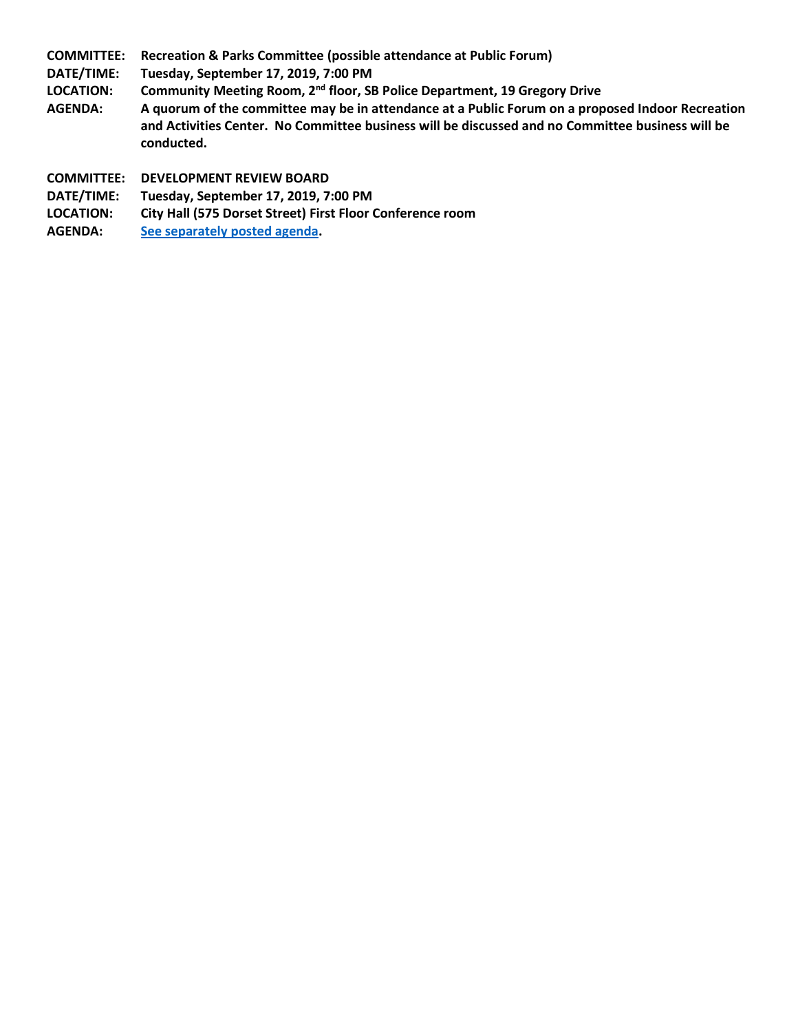**COMMITTEE:** **Recreation & Parks Committee (possible attendance at Public Forum)**
**DATE/TIME:** **Tuesday, September 17, 2019, 7:00 PM**
**LOCATION:** **Community Meeting Room, 2nd floor, SB Police Department, 19 Gregory Drive**
**AGENDA:** **A quorum of the committee may be in attendance at a Public Forum on a proposed Indoor Recreation and Activities Center. No Committee business will be discussed and no Committee business will be conducted.**

**COMMITTEE:** **DEVELOPMENT REVIEW BOARD**
**DATE/TIME:** **Tuesday, September 17, 2019, 7:00 PM**
**LOCATION:** **City Hall (575 Dorset Street) First Floor Conference room**
**AGENDA:** **See separately posted agenda.**